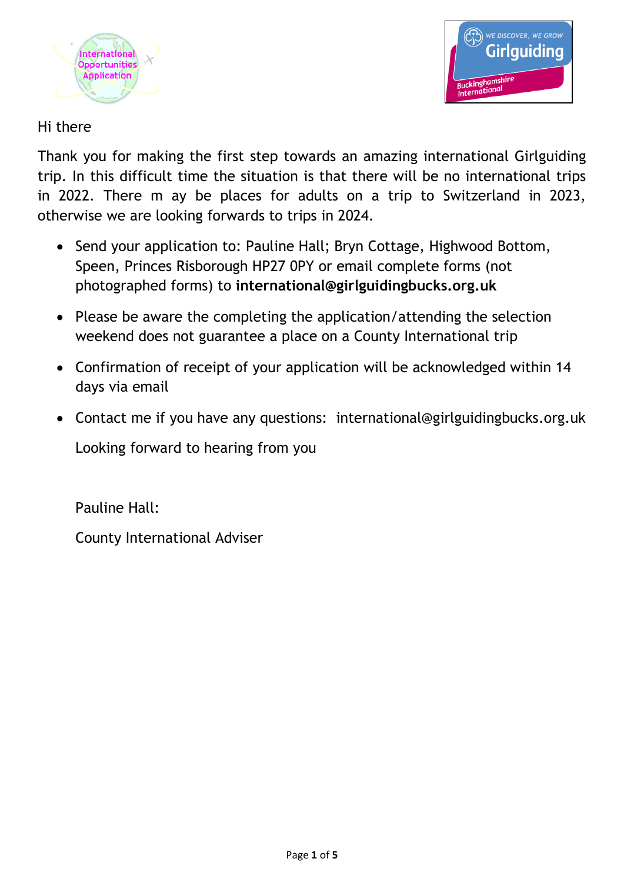Hi there

Thank you for making the first step towards an amazing international Girlguiding trip. In this difficult time the situation is that there will be no international trips in 2022. There m ay be places for adults on a trip to Switzerland in 2023, otherwise we are looking forwards to trips in 2024.

- Send your application to: Pauline Hall; Bryn Cottage, Highwood Bottom, Speen, Princes Risborough HP27 0PY or email complete forms (not photographed forms) to **international@girlguidingbucks.org.uk**
- Please be aware the completing the application/attending the selection weekend does not guarantee a place on a County International trip
- Confirmation of receipt of your application will be acknowledged within 14 days via email
- Contact me if you have any questions: international@girlguidingbucks.org.uk

  Looking forward to hearing from you

  Pauline Hall:

  County International Adviser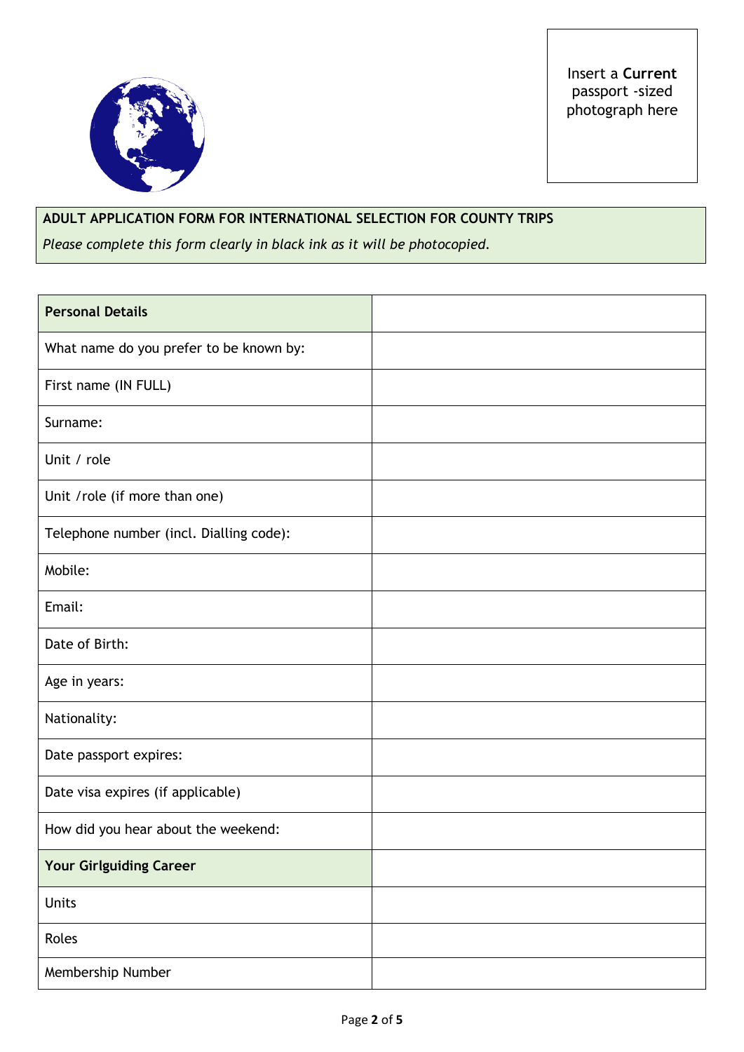Insert a **Current** passport -sized photograph here

**ADULT APPLICATION FORM FOR INTERNATIONAL SELECTION FOR COUNTY TRIPS**

*Please complete this form clearly in black ink as it will be photocopied.*

| **Personal Details** | |
|---|---|
| What name do you prefer to be known by: | |
| First name (IN FULL) | |
| Surname: | |
| Unit / role | |
| Unit /role (if more than one) | |
| Telephone number (incl. Dialling code): | |
| Mobile: | |
| Email: | |
| Date of Birth: | |
| Age in years: | |
| Nationality: | |
| Date passport expires: | |
| Date visa expires (if applicable) | |
| How did you hear about the weekend: | |
| **Your Girlguiding Career** | |
| Units | |
| Roles | |
| Membership Number | |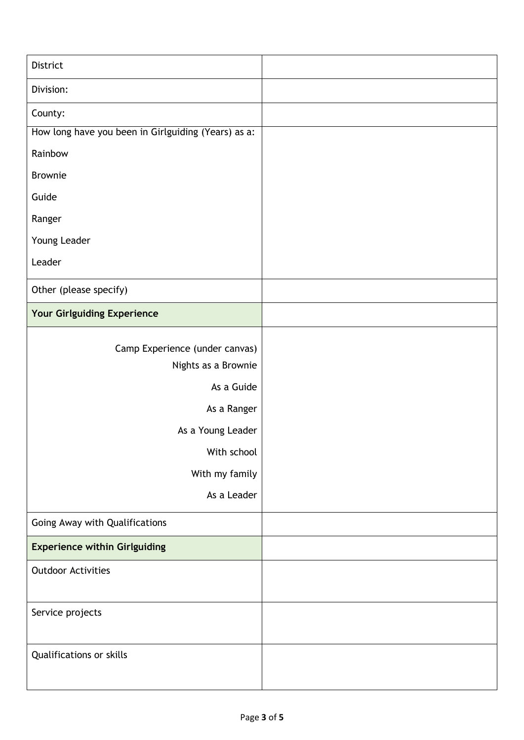| District | |
|---|---|
| Division: | |
| County: | |
| How long have you been in Girlguiding (Years) as a:<br><br>Rainbow<br><br>Brownie<br><br>Guide<br><br>Ranger<br><br>Young Leader<br><br>Leader | |
| Other (please specify) | |
| **Your Girlguiding Experience** | |
| Camp Experience (under canvas)<br>Nights as a Brownie<br><br>As a Guide<br><br>As a Ranger<br><br>As a Young Leader<br><br>With school<br><br>With my family<br><br>As a Leader | |
| Going Away with Qualifications | |
| **Experience within Girlguiding** | |
| Outdoor Activities | |
| Service projects | |
| Qualifications or skills | |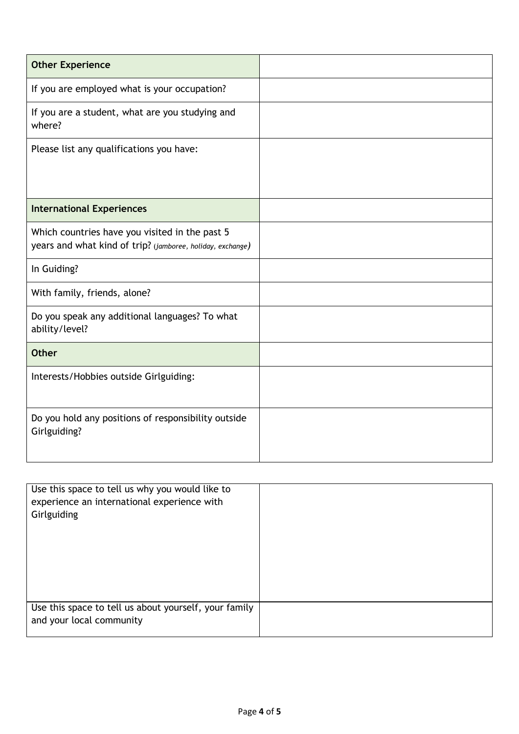| **Other Experience** | |
|---|---|
| If you are employed what is your occupation? | |
| If you are a student, what are you studying and where? | |
| Please list any qualifications you have: | |
| **International Experiences** | |
| Which countries have you visited in the past 5 years and what kind of trip? *(jamboree, holiday, exchange)* | |
| In Guiding? | |
| With family, friends, alone? | |
| Do you speak any additional languages? To what ability/level? | |
| **Other** | |
| Interests/Hobbies outside Girlguiding: | |
| Do you hold any positions of responsibility outside Girlguiding? | |

| Use this space to tell us why you would like to experience an international experience with Girlguiding | |
|---|---|
| Use this space to tell us about yourself, your family and your local community | |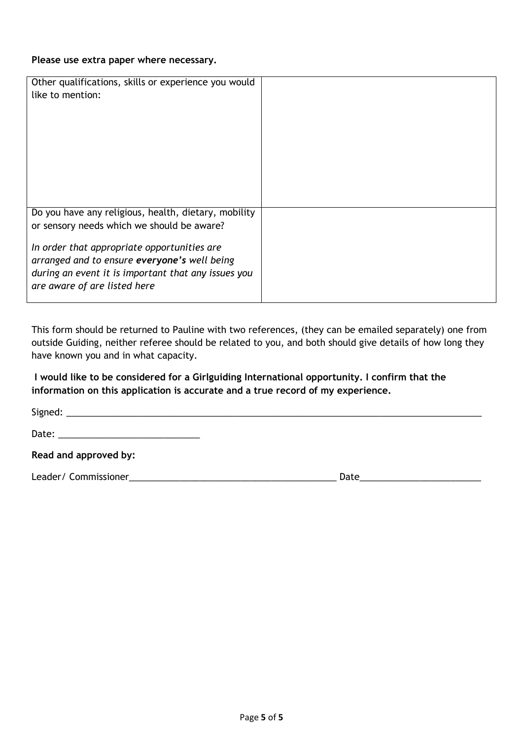**Please use extra paper where necessary.**

| | |
|---|---|
| Other qualifications, skills or experience you would like to mention: | |
| Do you have any religious, health, dietary, mobility or sensory needs which we should be aware?<br><br>*In order that appropriate opportunities are arranged and to ensure **everyone's** well being during an event it is important that any issues you are aware of are listed here* | |

This form should be returned to Pauline with two references, (they can be emailed separately) one from outside Guiding, neither referee should be related to you, and both should give details of how long they have known you and in what capacity.

**I would like to be considered for a Girlguiding International opportunity. I confirm that the information on this application is accurate and a true record of my experience.**

Signed: ___________________________________________________________________________

Date: ___________________________

**Read and approved by:**

Leader/ Commissioner_______________________________________ Date_______________________